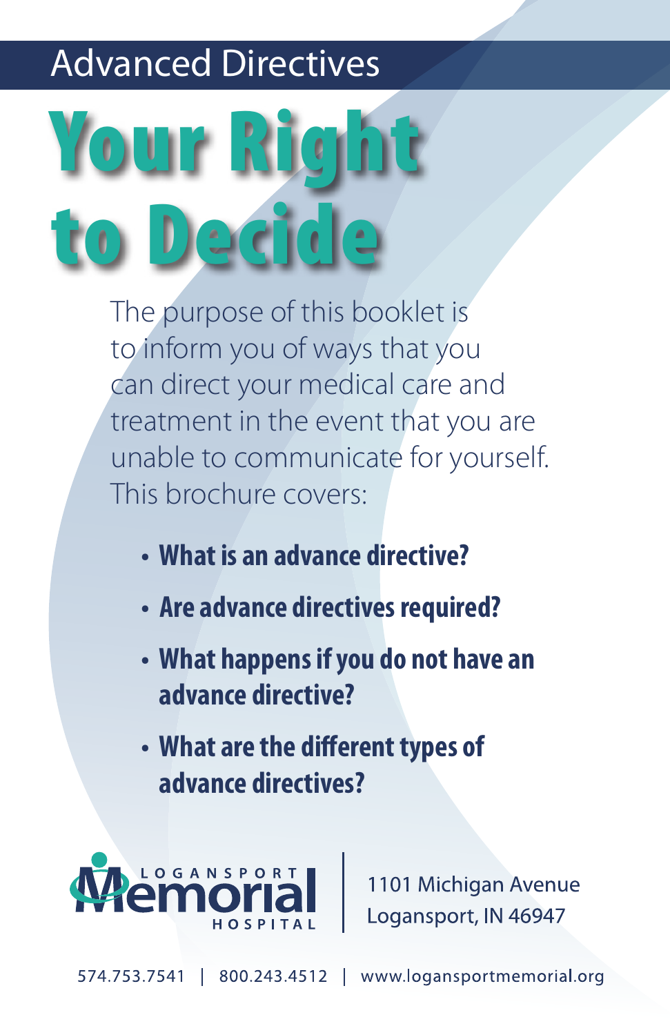Advanced Directives

# Your Right to Decide

The purpose of this booklet is to inform you of ways that you can direct your medical care and treatment in the event that you are unable to communicate for yourself. This brochure covers:

- **What is an advance directive?**
- **Are advance directives required?**
- **What happens if you do not have an advance directive?**
- **What are the different types of advance directives?**

Logansport Memorial Hospital

1101 Michigan Avenue
Logansport, IN 46947

574.753.7541 | 800.243.4512 | www.logansportmemorial.org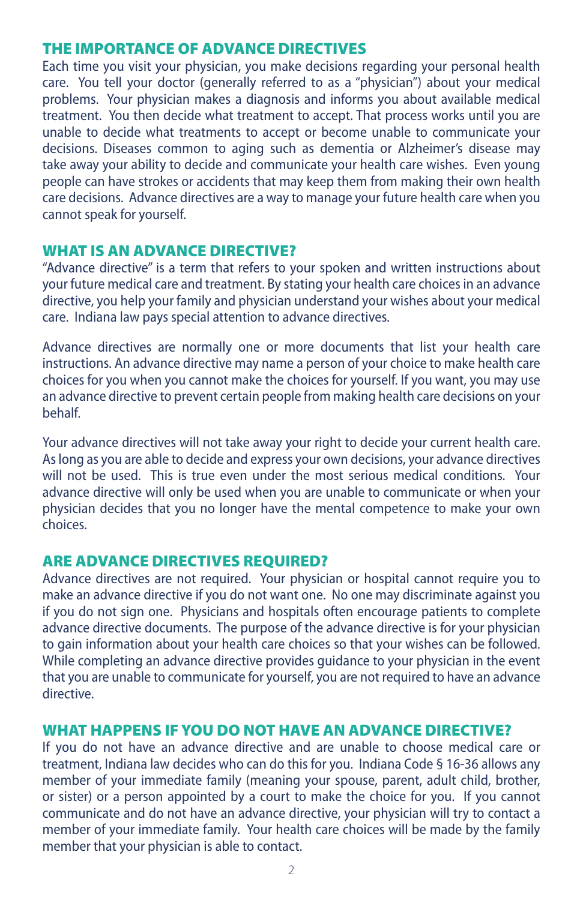## THE IMPORTANCE OF ADVANCE DIRECTIVES

Each time you visit your physician, you make decisions regarding your personal health care. You tell your doctor (generally referred to as a "physician") about your medical problems. Your physician makes a diagnosis and informs you about available medical treatment. You then decide what treatment to accept. That process works until you are unable to decide what treatments to accept or become unable to communicate your decisions. Diseases common to aging such as dementia or Alzheimer's disease may take away your ability to decide and communicate your health care wishes. Even young people can have strokes or accidents that may keep them from making their own health care decisions. Advance directives are a way to manage your future health care when you cannot speak for yourself.

## WHAT IS AN ADVANCE DIRECTIVE?

"Advance directive" is a term that refers to your spoken and written instructions about your future medical care and treatment. By stating your health care choices in an advance directive, you help your family and physician understand your wishes about your medical care. Indiana law pays special attention to advance directives.

Advance directives are normally one or more documents that list your health care instructions. An advance directive may name a person of your choice to make health care choices for you when you cannot make the choices for yourself. If you want, you may use an advance directive to prevent certain people from making health care decisions on your behalf.

Your advance directives will not take away your right to decide your current health care. As long as you are able to decide and express your own decisions, your advance directives will not be used. This is true even under the most serious medical conditions. Your advance directive will only be used when you are unable to communicate or when your physician decides that you no longer have the mental competence to make your own choices.

## ARE ADVANCE DIRECTIVES REQUIRED?

Advance directives are not required. Your physician or hospital cannot require you to make an advance directive if you do not want one. No one may discriminate against you if you do not sign one. Physicians and hospitals often encourage patients to complete advance directive documents. The purpose of the advance directive is for your physician to gain information about your health care choices so that your wishes can be followed. While completing an advance directive provides guidance to your physician in the event that you are unable to communicate for yourself, you are not required to have an advance directive.

## WHAT HAPPENS IF YOU DO NOT HAVE AN ADVANCE DIRECTIVE?

If you do not have an advance directive and are unable to choose medical care or treatment, Indiana law decides who can do this for you. Indiana Code § 16-36 allows any member of your immediate family (meaning your spouse, parent, adult child, brother, or sister) or a person appointed by a court to make the choice for you. If you cannot communicate and do not have an advance directive, your physician will try to contact a member of your immediate family. Your health care choices will be made by the family member that your physician is able to contact.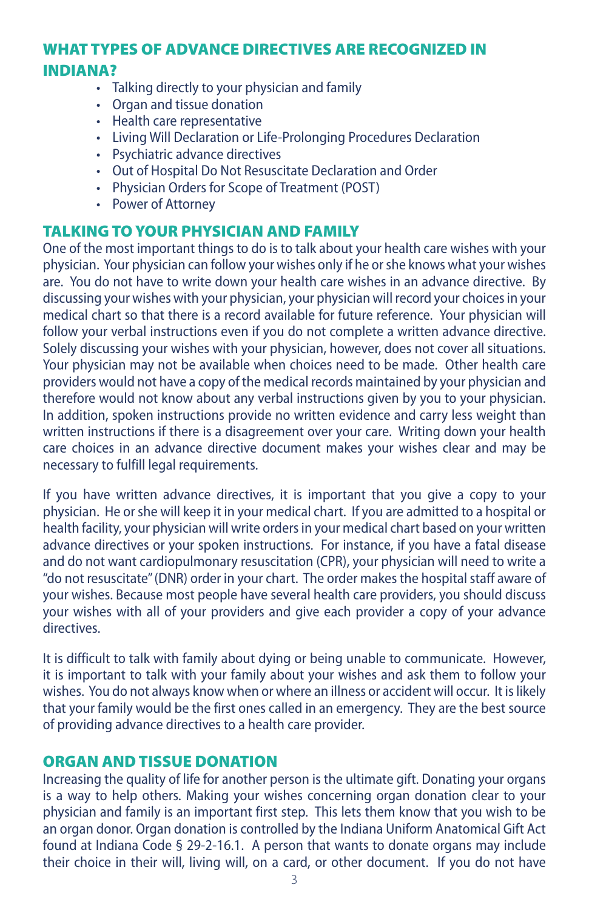## WHAT TYPES OF ADVANCE DIRECTIVES ARE RECOGNIZED IN INDIANA?

- Talking directly to your physician and family
- Organ and tissue donation
- Health care representative
- Living Will Declaration or Life-Prolonging Procedures Declaration
- Psychiatric advance directives
- Out of Hospital Do Not Resuscitate Declaration and Order
- Physician Orders for Scope of Treatment (POST)
- Power of Attorney

## TALKING TO YOUR PHYSICIAN AND FAMILY

One of the most important things to do is to talk about your health care wishes with your physician. Your physician can follow your wishes only if he or she knows what your wishes are. You do not have to write down your health care wishes in an advance directive. By discussing your wishes with your physician, your physician will record your choices in your medical chart so that there is a record available for future reference. Your physician will follow your verbal instructions even if you do not complete a written advance directive. Solely discussing your wishes with your physician, however, does not cover all situations. Your physician may not be available when choices need to be made. Other health care providers would not have a copy of the medical records maintained by your physician and therefore would not know about any verbal instructions given by you to your physician. In addition, spoken instructions provide no written evidence and carry less weight than written instructions if there is a disagreement over your care. Writing down your health care choices in an advance directive document makes your wishes clear and may be necessary to fulfill legal requirements.

If you have written advance directives, it is important that you give a copy to your physician. He or she will keep it in your medical chart. If you are admitted to a hospital or health facility, your physician will write orders in your medical chart based on your written advance directives or your spoken instructions. For instance, if you have a fatal disease and do not want cardiopulmonary resuscitation (CPR), your physician will need to write a "do not resuscitate" (DNR) order in your chart. The order makes the hospital staff aware of your wishes. Because most people have several health care providers, you should discuss your wishes with all of your providers and give each provider a copy of your advance directives.

It is difficult to talk with family about dying or being unable to communicate. However, it is important to talk with your family about your wishes and ask them to follow your wishes. You do not always know when or where an illness or accident will occur. It is likely that your family would be the first ones called in an emergency. They are the best source of providing advance directives to a health care provider.

## ORGAN AND TISSUE DONATION

Increasing the quality of life for another person is the ultimate gift. Donating your organs is a way to help others. Making your wishes concerning organ donation clear to your physician and family is an important first step. This lets them know that you wish to be an organ donor. Organ donation is controlled by the Indiana Uniform Anatomical Gift Act found at Indiana Code § 29-2-16.1. A person that wants to donate organs may include their choice in their will, living will, on a card, or other document. If you do not have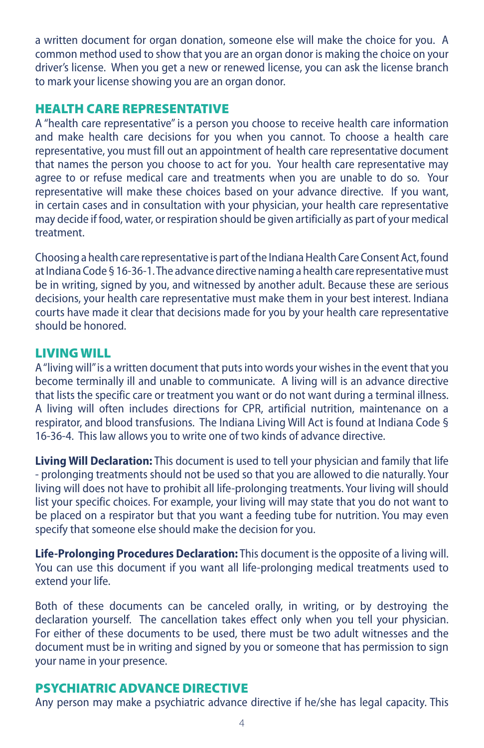a written document for organ donation, someone else will make the choice for you. A common method used to show that you are an organ donor is making the choice on your driver's license. When you get a new or renewed license, you can ask the license branch to mark your license showing you are an organ donor.

## HEALTH CARE REPRESENTATIVE

A "health care representative" is a person you choose to receive health care information and make health care decisions for you when you cannot. To choose a health care representative, you must fill out an appointment of health care representative document that names the person you choose to act for you. Your health care representative may agree to or refuse medical care and treatments when you are unable to do so. Your representative will make these choices based on your advance directive. If you want, in certain cases and in consultation with your physician, your health care representative may decide if food, water, or respiration should be given artificially as part of your medical treatment.

Choosing a health care representative is part of the Indiana Health Care Consent Act, found at Indiana Code § 16-36-1. The advance directive naming a health care representative must be in writing, signed by you, and witnessed by another adult. Because these are serious decisions, your health care representative must make them in your best interest. Indiana courts have made it clear that decisions made for you by your health care representative should be honored.

## LIVING WILL

A "living will" is a written document that puts into words your wishes in the event that you become terminally ill and unable to communicate. A living will is an advance directive that lists the specific care or treatment you want or do not want during a terminal illness. A living will often includes directions for CPR, artificial nutrition, maintenance on a respirator, and blood transfusions. The Indiana Living Will Act is found at Indiana Code § 16-36-4. This law allows you to write one of two kinds of advance directive.

**Living Will Declaration:** This document is used to tell your physician and family that life - prolonging treatments should not be used so that you are allowed to die naturally. Your living will does not have to prohibit all life-prolonging treatments. Your living will should list your specific choices. For example, your living will may state that you do not want to be placed on a respirator but that you want a feeding tube for nutrition. You may even specify that someone else should make the decision for you.

**Life-Prolonging Procedures Declaration:** This document is the opposite of a living will. You can use this document if you want all life-prolonging medical treatments used to extend your life.

Both of these documents can be canceled orally, in writing, or by destroying the declaration yourself. The cancellation takes effect only when you tell your physician. For either of these documents to be used, there must be two adult witnesses and the document must be in writing and signed by you or someone that has permission to sign your name in your presence.

## PSYCHIATRIC ADVANCE DIRECTIVE

Any person may make a psychiatric advance directive if he/she has legal capacity. This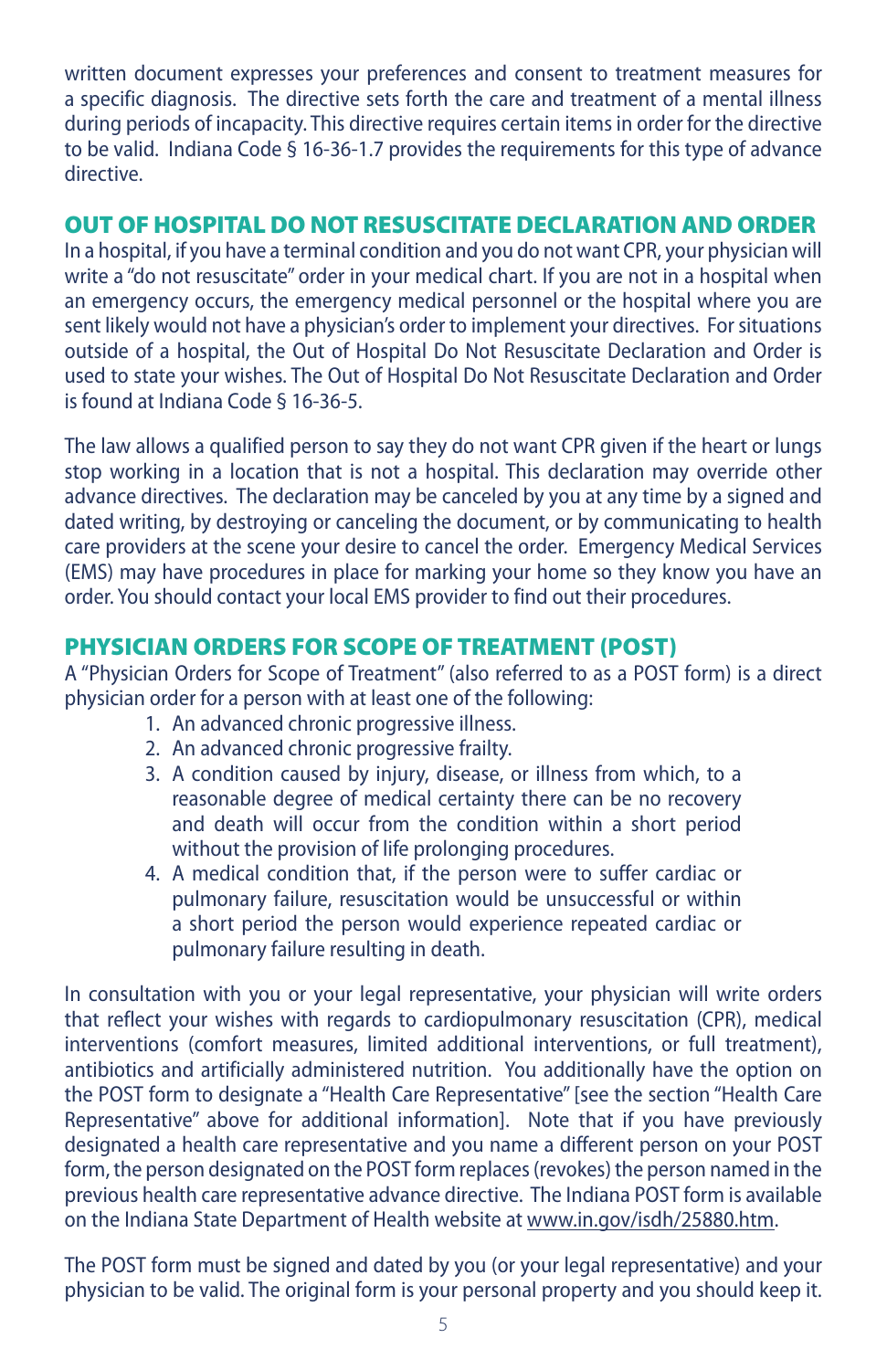written document expresses your preferences and consent to treatment measures for a specific diagnosis. The directive sets forth the care and treatment of a mental illness during periods of incapacity. This directive requires certain items in order for the directive to be valid. Indiana Code § 16-36-1.7 provides the requirements for this type of advance directive.

## OUT OF HOSPITAL DO NOT RESUSCITATE DECLARATION AND ORDER

In a hospital, if you have a terminal condition and you do not want CPR, your physician will write a "do not resuscitate" order in your medical chart. If you are not in a hospital when an emergency occurs, the emergency medical personnel or the hospital where you are sent likely would not have a physician's order to implement your directives. For situations outside of a hospital, the Out of Hospital Do Not Resuscitate Declaration and Order is used to state your wishes. The Out of Hospital Do Not Resuscitate Declaration and Order is found at Indiana Code § 16-36-5.

The law allows a qualified person to say they do not want CPR given if the heart or lungs stop working in a location that is not a hospital. This declaration may override other advance directives. The declaration may be canceled by you at any time by a signed and dated writing, by destroying or canceling the document, or by communicating to health care providers at the scene your desire to cancel the order. Emergency Medical Services (EMS) may have procedures in place for marking your home so they know you have an order. You should contact your local EMS provider to find out their procedures.

## PHYSICIAN ORDERS FOR SCOPE OF TREATMENT (POST)

A "Physician Orders for Scope of Treatment" (also referred to as a POST form) is a direct physician order for a person with at least one of the following:

1. An advanced chronic progressive illness.
2. An advanced chronic progressive frailty.
3. A condition caused by injury, disease, or illness from which, to a reasonable degree of medical certainty there can be no recovery and death will occur from the condition within a short period without the provision of life prolonging procedures.
4. A medical condition that, if the person were to suffer cardiac or pulmonary failure, resuscitation would be unsuccessful or within a short period the person would experience repeated cardiac or pulmonary failure resulting in death.

In consultation with you or your legal representative, your physician will write orders that reflect your wishes with regards to cardiopulmonary resuscitation (CPR), medical interventions (comfort measures, limited additional interventions, or full treatment), antibiotics and artificially administered nutrition. You additionally have the option on the POST form to designate a "Health Care Representative" [see the section "Health Care Representative" above for additional information]. Note that if you have previously designated a health care representative and you name a different person on your POST form, the person designated on the POST form replaces (revokes) the person named in the previous health care representative advance directive. The Indiana POST form is available on the Indiana State Department of Health website at www.in.gov/isdh/25880.htm.

The POST form must be signed and dated by you (or your legal representative) and your physician to be valid. The original form is your personal property and you should keep it.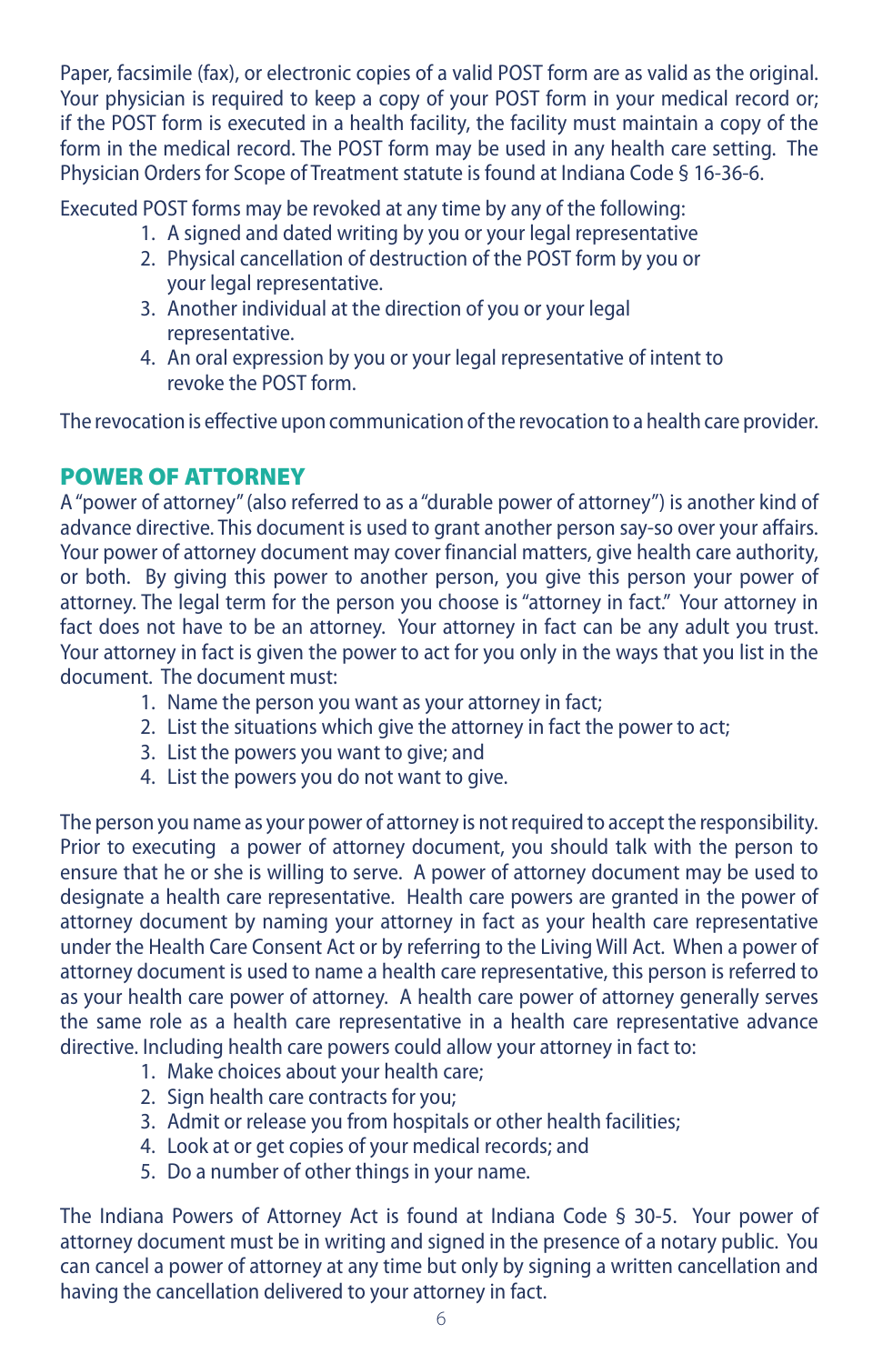Paper, facsimile (fax), or electronic copies of a valid POST form are as valid as the original. Your physician is required to keep a copy of your POST form in your medical record or; if the POST form is executed in a health facility, the facility must maintain a copy of the form in the medical record. The POST form may be used in any health care setting. The Physician Orders for Scope of Treatment statute is found at Indiana Code § 16-36-6.

Executed POST forms may be revoked at any time by any of the following:

1. A signed and dated writing by you or your legal representative
2. Physical cancellation of destruction of the POST form by you or your legal representative.
3. Another individual at the direction of you or your legal representative.
4. An oral expression by you or your legal representative of intent to revoke the POST form.

The revocation is effective upon communication of the revocation to a health care provider.

## POWER OF ATTORNEY

A "power of attorney" (also referred to as a "durable power of attorney") is another kind of advance directive. This document is used to grant another person say-so over your affairs. Your power of attorney document may cover financial matters, give health care authority, or both. By giving this power to another person, you give this person your power of attorney. The legal term for the person you choose is "attorney in fact." Your attorney in fact does not have to be an attorney. Your attorney in fact can be any adult you trust. Your attorney in fact is given the power to act for you only in the ways that you list in the document. The document must:

1. Name the person you want as your attorney in fact;
2. List the situations which give the attorney in fact the power to act;
3. List the powers you want to give; and
4. List the powers you do not want to give.

The person you name as your power of attorney is not required to accept the responsibility. Prior to executing a power of attorney document, you should talk with the person to ensure that he or she is willing to serve. A power of attorney document may be used to designate a health care representative. Health care powers are granted in the power of attorney document by naming your attorney in fact as your health care representative under the Health Care Consent Act or by referring to the Living Will Act. When a power of attorney document is used to name a health care representative, this person is referred to as your health care power of attorney. A health care power of attorney generally serves the same role as a health care representative in a health care representative advance directive. Including health care powers could allow your attorney in fact to:

1. Make choices about your health care;
2. Sign health care contracts for you;
3. Admit or release you from hospitals or other health facilities;
4. Look at or get copies of your medical records; and
5. Do a number of other things in your name.

The Indiana Powers of Attorney Act is found at Indiana Code § 30-5. Your power of attorney document must be in writing and signed in the presence of a notary public. You can cancel a power of attorney at any time but only by signing a written cancellation and having the cancellation delivered to your attorney in fact.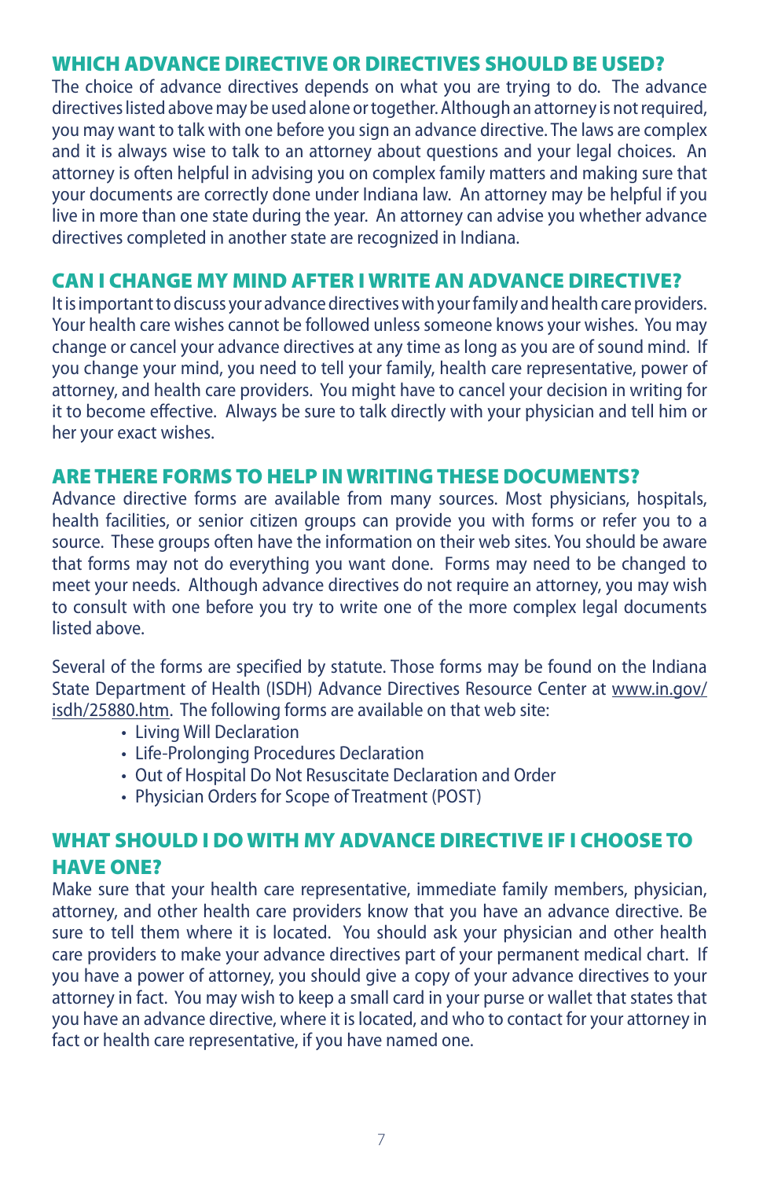## WHICH ADVANCE DIRECTIVE OR DIRECTIVES SHOULD BE USED?

The choice of advance directives depends on what you are trying to do. The advance directives listed above may be used alone or together. Although an attorney is not required, you may want to talk with one before you sign an advance directive. The laws are complex and it is always wise to talk to an attorney about questions and your legal choices. An attorney is often helpful in advising you on complex family matters and making sure that your documents are correctly done under Indiana law. An attorney may be helpful if you live in more than one state during the year. An attorney can advise you whether advance directives completed in another state are recognized in Indiana.

## CAN I CHANGE MY MIND AFTER I WRITE AN ADVANCE DIRECTIVE?

It is important to discuss your advance directives with your family and health care providers. Your health care wishes cannot be followed unless someone knows your wishes. You may change or cancel your advance directives at any time as long as you are of sound mind. If you change your mind, you need to tell your family, health care representative, power of attorney, and health care providers. You might have to cancel your decision in writing for it to become effective. Always be sure to talk directly with your physician and tell him or her your exact wishes.

## ARE THERE FORMS TO HELP IN WRITING THESE DOCUMENTS?

Advance directive forms are available from many sources. Most physicians, hospitals, health facilities, or senior citizen groups can provide you with forms or refer you to a source. These groups often have the information on their web sites. You should be aware that forms may not do everything you want done. Forms may need to be changed to meet your needs. Although advance directives do not require an attorney, you may wish to consult with one before you try to write one of the more complex legal documents listed above.

Several of the forms are specified by statute. Those forms may be found on the Indiana State Department of Health (ISDH) Advance Directives Resource Center at www.in.gov/isdh/25880.htm. The following forms are available on that web site:

- Living Will Declaration
- Life-Prolonging Procedures Declaration
- Out of Hospital Do Not Resuscitate Declaration and Order
- Physician Orders for Scope of Treatment (POST)

## WHAT SHOULD I DO WITH MY ADVANCE DIRECTIVE IF I CHOOSE TO HAVE ONE?

Make sure that your health care representative, immediate family members, physician, attorney, and other health care providers know that you have an advance directive. Be sure to tell them where it is located. You should ask your physician and other health care providers to make your advance directives part of your permanent medical chart. If you have a power of attorney, you should give a copy of your advance directives to your attorney in fact. You may wish to keep a small card in your purse or wallet that states that you have an advance directive, where it is located, and who to contact for your attorney in fact or health care representative, if you have named one.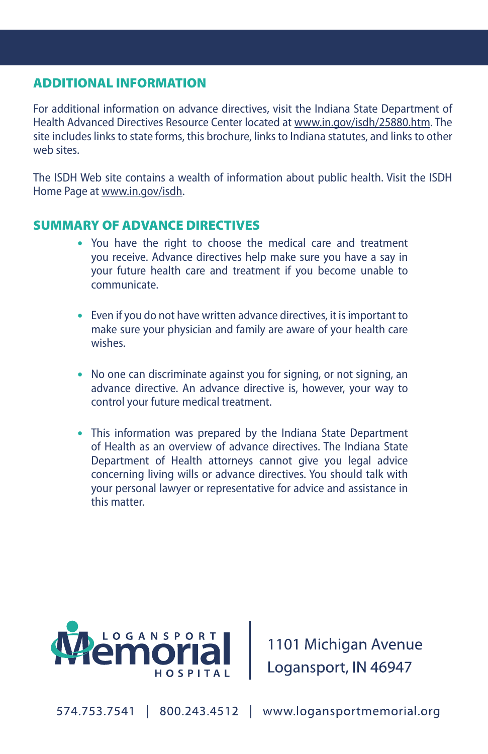## ADDITIONAL INFORMATION

For additional information on advance directives, visit the Indiana State Department of Health Advanced Directives Resource Center located at www.in.gov/isdh/25880.htm. The site includes links to state forms, this brochure, links to Indiana statutes, and links to other web sites.

The ISDH Web site contains a wealth of information about public health. Visit the ISDH Home Page at www.in.gov/isdh.

## SUMMARY OF ADVANCE DIRECTIVES

- You have the right to choose the medical care and treatment you receive. Advance directives help make sure you have a say in your future health care and treatment if you become unable to communicate.
- Even if you do not have written advance directives, it is important to make sure your physician and family are aware of your health care wishes.
- No one can discriminate against you for signing, or not signing, an advance directive. An advance directive is, however, your way to control your future medical treatment.
- This information was prepared by the Indiana State Department of Health as an overview of advance directives. The Indiana State Department of Health attorneys cannot give you legal advice concerning living wills or advance directives. You should talk with your personal lawyer or representative for advice and assistance in this matter.

LOGANSPORT Memorial HOSPITAL

1101 Michigan Avenue
Logansport, IN 46947

574.753.7541 | 800.243.4512 | www.logansportmemorial.org